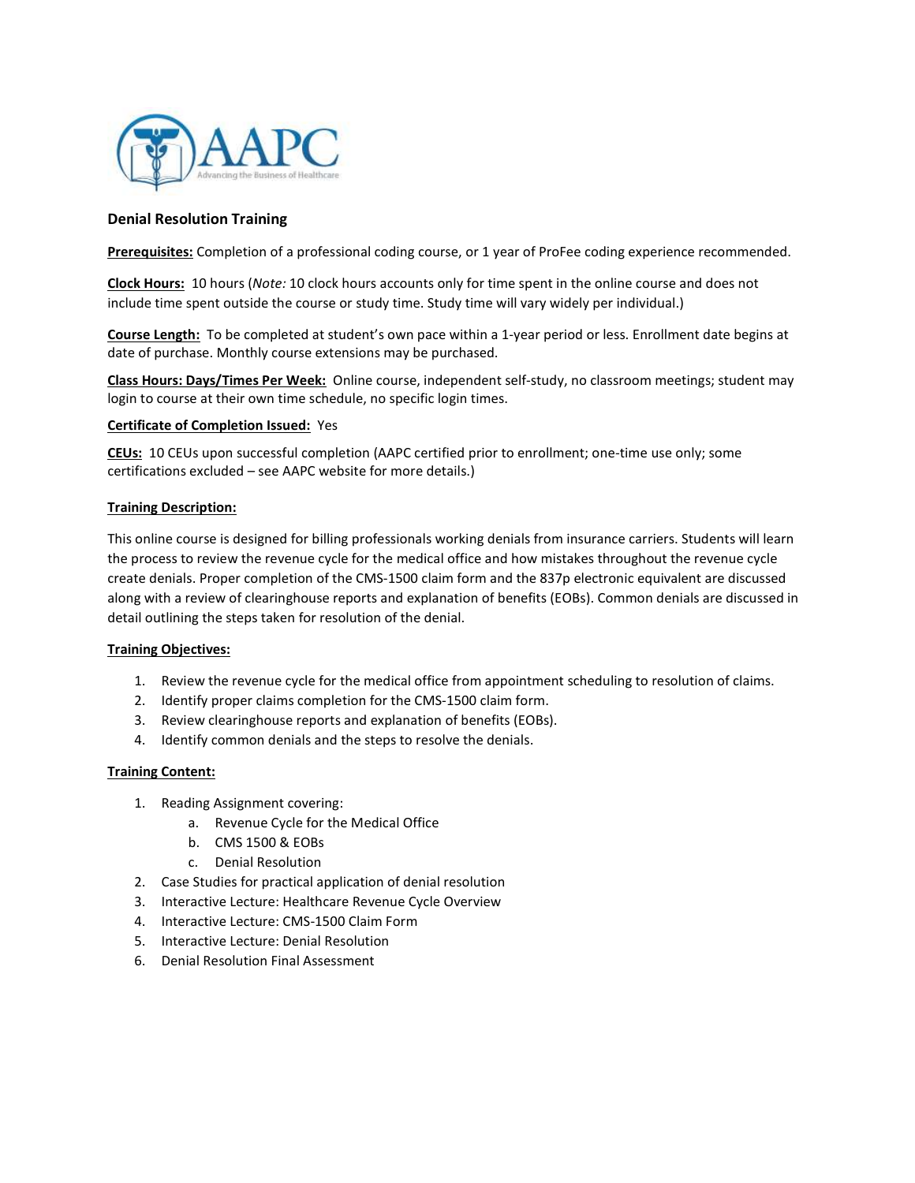# Denial Resolution Training

**Prerequisites:** Completion of a professional coding course, or 1 year of ProFee coding experience recommended.

**Clock Hours:** 10 hours (*Note:* 10 clock hours accounts only for time spent in the online course and does not include time spent outside the course or study time. Study time will vary widely per individual.)

**Course Length:** To be completed at student's own pace within a 1-year period or less. Enrollment date begins at date of purchase. Monthly course extensions may be purchased.

**Class Hours: Days/Times Per Week:** Online course, independent self-study, no classroom meetings; student may login to course at their own time schedule, no specific login times.

**Certificate of Completion Issued:** Yes

**CEUs:** 10 CEUs upon successful completion (AAPC certified prior to enrollment; one-time use only; some certifications excluded – see AAPC website for more details.)

**Training Description:**

This online course is designed for billing professionals working denials from insurance carriers. Students will learn the process to review the revenue cycle for the medical office and how mistakes throughout the revenue cycle create denials. Proper completion of the CMS-1500 claim form and the 837p electronic equivalent are discussed along with a review of clearinghouse reports and explanation of benefits (EOBs). Common denials are discussed in detail outlining the steps taken for resolution of the denial.

**Training Objectives:**

1. Review the revenue cycle for the medical office from appointment scheduling to resolution of claims.
2. Identify proper claims completion for the CMS-1500 claim form.
3. Review clearinghouse reports and explanation of benefits (EOBs).
4. Identify common denials and the steps to resolve the denials.

**Training Content:**

1. Reading Assignment covering:
   a. Revenue Cycle for the Medical Office
   b. CMS 1500 & EOBs
   c. Denial Resolution
2. Case Studies for practical application of denial resolution
3. Interactive Lecture: Healthcare Revenue Cycle Overview
4. Interactive Lecture: CMS-1500 Claim Form
5. Interactive Lecture: Denial Resolution
6. Denial Resolution Final Assessment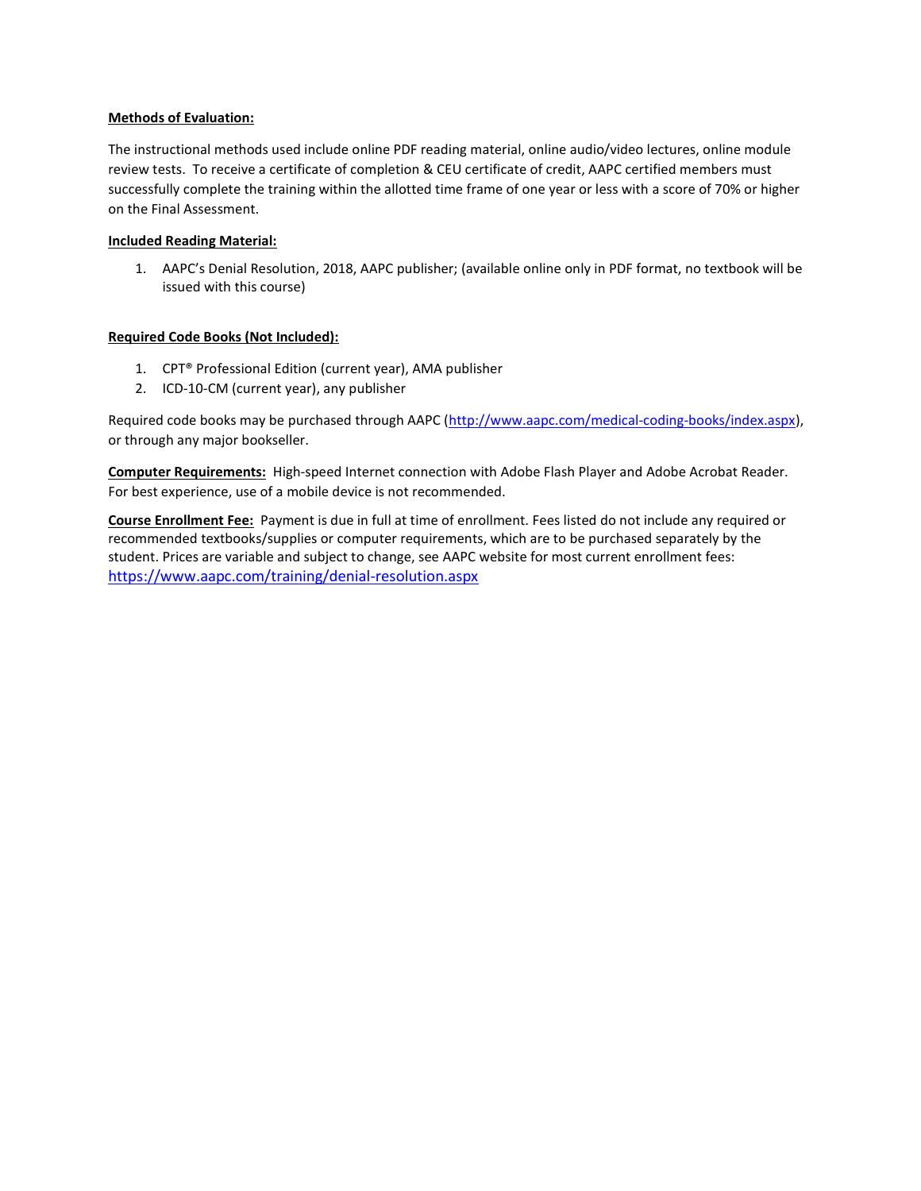**Methods of Evaluation:**

The instructional methods used include online PDF reading material, online audio/video lectures, online module review tests. To receive a certificate of completion & CEU certificate of credit, AAPC certified members must successfully complete the training within the allotted time frame of one year or less with a score of 70% or higher on the Final Assessment.

**Included Reading Material:**

1. AAPC's Denial Resolution, 2018, AAPC publisher; (available online only in PDF format, no textbook will be issued with this course)

**Required Code Books (Not Included):**

1. CPT® Professional Edition (current year), AMA publisher
2. ICD-10-CM (current year), any publisher

Required code books may be purchased through AAPC (http://www.aapc.com/medical-coding-books/index.aspx), or through any major bookseller.

**Computer Requirements:** High-speed Internet connection with Adobe Flash Player and Adobe Acrobat Reader. For best experience, use of a mobile device is not recommended.

**Course Enrollment Fee:** Payment is due in full at time of enrollment. Fees listed do not include any required or recommended textbooks/supplies or computer requirements, which are to be purchased separately by the student. Prices are variable and subject to change, see AAPC website for most current enrollment fees: https://www.aapc.com/training/denial-resolution.aspx